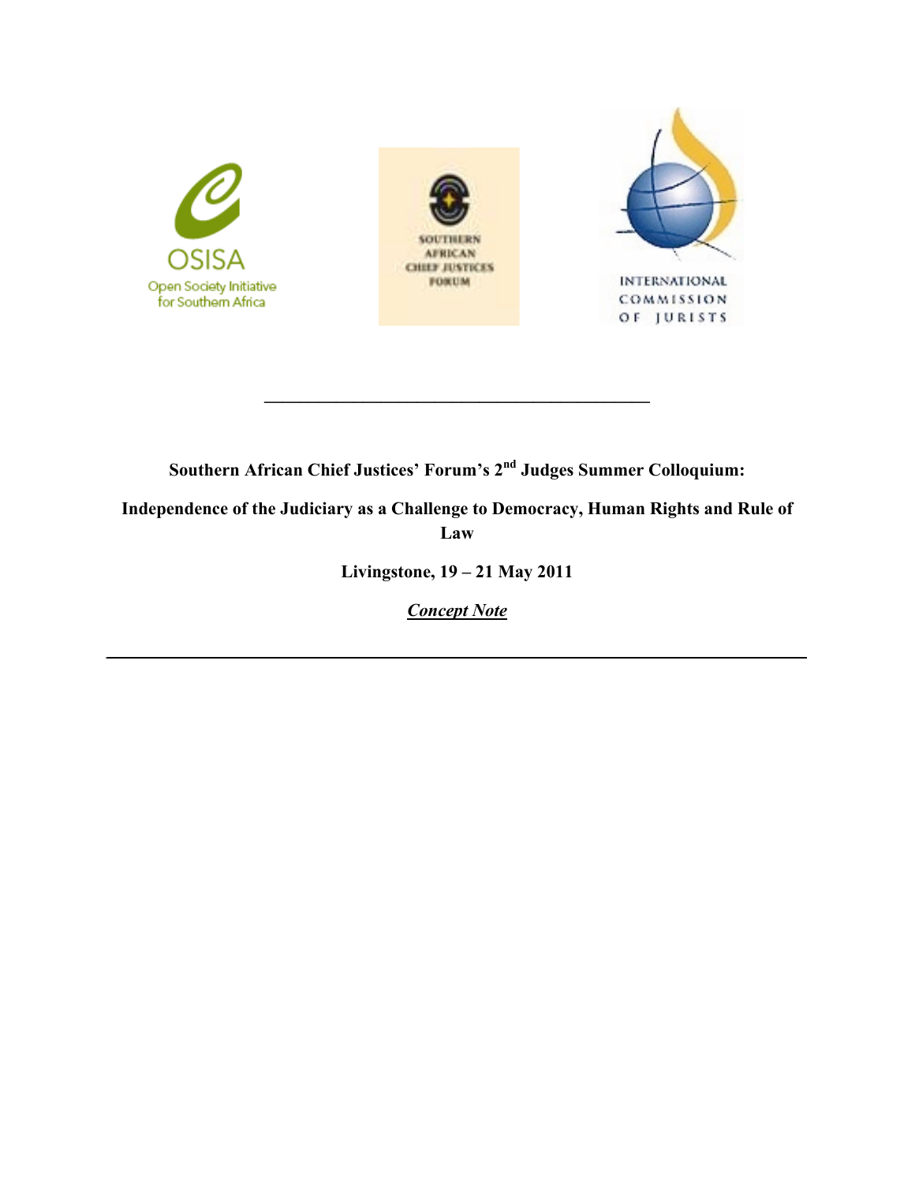OSISA
Open Society Initiative for Southern Africa

SOUTHERN AFRICAN CHIEF JUSTICES FORUM

INTERNATIONAL COMMISSION OF JURISTS

---

**Southern African Chief Justices' Forum's 2nd Judges Summer Colloquium:**

**Independence of the Judiciary as a Challenge to Democracy, Human Rights and Rule of Law**

**Livingstone, 19 – 21 May 2011**

***Concept Note***

---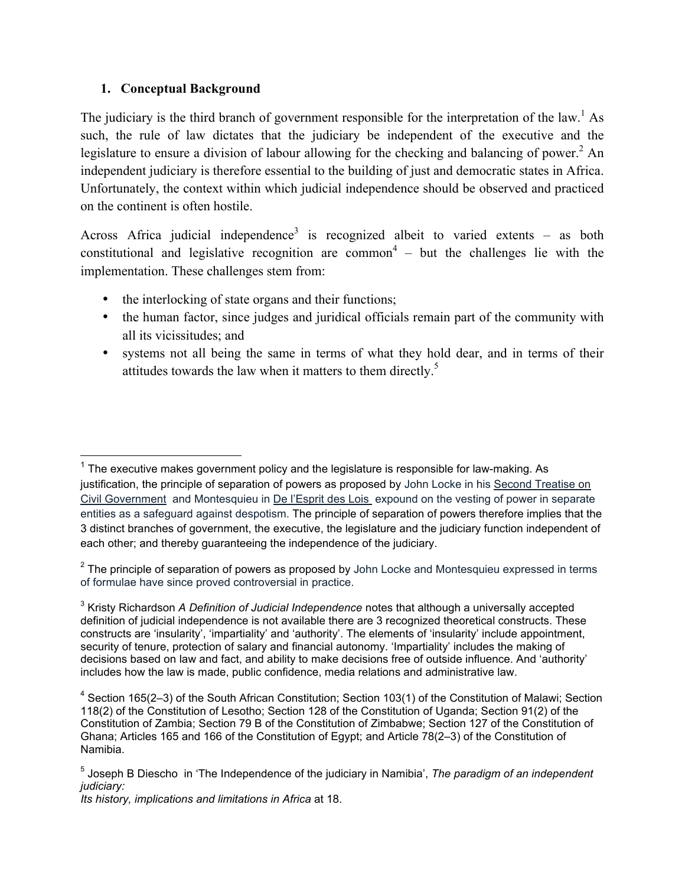## 1. Conceptual Background

The judiciary is the third branch of government responsible for the interpretation of the law.[1] As such, the rule of law dictates that the judiciary be independent of the executive and the legislature to ensure a division of labour allowing for the checking and balancing of power.[2] An independent judiciary is therefore essential to the building of just and democratic states in Africa. Unfortunately, the context within which judicial independence should be observed and practiced on the continent is often hostile.

Across Africa judicial independence[3] is recognized albeit to varied extents – as both constitutional and legislative recognition are common[4] – but the challenges lie with the implementation. These challenges stem from:

- the interlocking of state organs and their functions;
- the human factor, since judges and juridical officials remain part of the community with all its vicissitudes; and
- systems not all being the same in terms of what they hold dear, and in terms of their attitudes towards the law when it matters to them directly.[5]

---

[1] The executive makes government policy and the legislature is responsible for law-making. As justification, the principle of separation of powers as proposed by John Locke in his Second Treatise on Civil Government and Montesquieu in De l'Esprit des Lois expound on the vesting of power in separate entities as a safeguard against despotism. The principle of separation of powers therefore implies that the 3 distinct branches of government, the executive, the legislature and the judiciary function independent of each other; and thereby guaranteeing the independence of the judiciary.

[2] The principle of separation of powers as proposed by John Locke and Montesquieu expressed in terms of formulae have since proved controversial in practice.

[3] Kristy Richardson *A Definition of Judicial Independence* notes that although a universally accepted definition of judicial independence is not available there are 3 recognized theoretical constructs. These constructs are 'insularity', 'impartiality' and 'authority'. The elements of 'insularity' include appointment, security of tenure, protection of salary and financial autonomy. 'Impartiality' includes the making of decisions based on law and fact, and ability to make decisions free of outside influence. And 'authority' includes how the law is made, public confidence, media relations and administrative law.

[4] Section 165(2–3) of the South African Constitution; Section 103(1) of the Constitution of Malawi; Section 118(2) of the Constitution of Lesotho; Section 128 of the Constitution of Uganda; Section 91(2) of the Constitution of Zambia; Section 79 B of the Constitution of Zimbabwe; Section 127 of the Constitution of Ghana; Articles 165 and 166 of the Constitution of Egypt; and Article 78(2–3) of the Constitution of Namibia.

[5] Joseph B Diescho in 'The Independence of the judiciary in Namibia', *The paradigm of an independent judiciary: Its history, implications and limitations in Africa* at 18.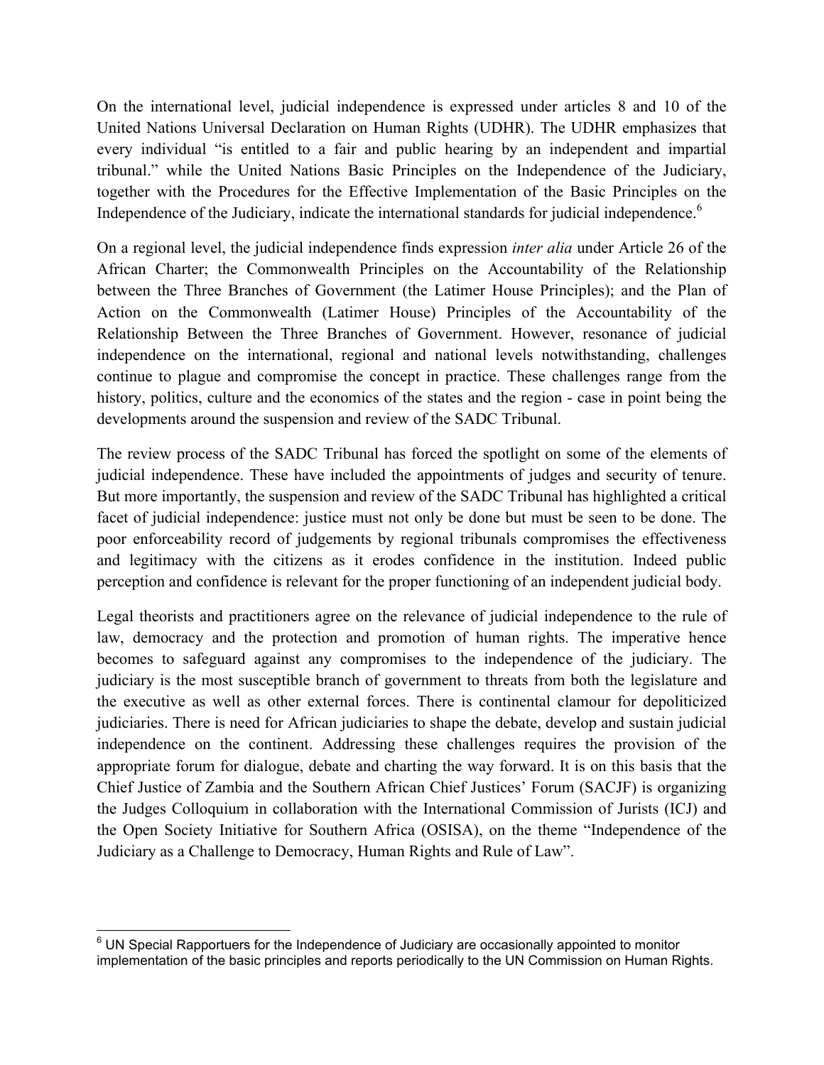On the international level, judicial independence is expressed under articles 8 and 10 of the United Nations Universal Declaration on Human Rights (UDHR). The UDHR emphasizes that every individual "is entitled to a fair and public hearing by an independent and impartial tribunal." while the United Nations Basic Principles on the Independence of the Judiciary, together with the Procedures for the Effective Implementation of the Basic Principles on the Independence of the Judiciary, indicate the international standards for judicial independence.[6]

On a regional level, the judicial independence finds expression *inter alia* under Article 26 of the African Charter; the Commonwealth Principles on the Accountability of the Relationship between the Three Branches of Government (the Latimer House Principles); and the Plan of Action on the Commonwealth (Latimer House) Principles of the Accountability of the Relationship Between the Three Branches of Government. However, resonance of judicial independence on the international, regional and national levels notwithstanding, challenges continue to plague and compromise the concept in practice. These challenges range from the history, politics, culture and the economics of the states and the region - case in point being the developments around the suspension and review of the SADC Tribunal.

The review process of the SADC Tribunal has forced the spotlight on some of the elements of judicial independence. These have included the appointments of judges and security of tenure. But more importantly, the suspension and review of the SADC Tribunal has highlighted a critical facet of judicial independence: justice must not only be done but must be seen to be done. The poor enforceability record of judgements by regional tribunals compromises the effectiveness and legitimacy with the citizens as it erodes confidence in the institution. Indeed public perception and confidence is relevant for the proper functioning of an independent judicial body.

Legal theorists and practitioners agree on the relevance of judicial independence to the rule of law, democracy and the protection and promotion of human rights. The imperative hence becomes to safeguard against any compromises to the independence of the judiciary. The judiciary is the most susceptible branch of government to threats from both the legislature and the executive as well as other external forces. There is continental clamour for depoliticized judiciaries. There is need for African judiciaries to shape the debate, develop and sustain judicial independence on the continent. Addressing these challenges requires the provision of the appropriate forum for dialogue, debate and charting the way forward. It is on this basis that the Chief Justice of Zambia and the Southern African Chief Justices' Forum (SACJF) is organizing the Judges Colloquium in collaboration with the International Commission of Jurists (ICJ) and the Open Society Initiative for Southern Africa (OSISA), on the theme "Independence of the Judiciary as a Challenge to Democracy, Human Rights and Rule of Law".

---

[6] UN Special Rapportuers for the Independence of Judiciary are occasionally appointed to monitor implementation of the basic principles and reports periodically to the UN Commission on Human Rights.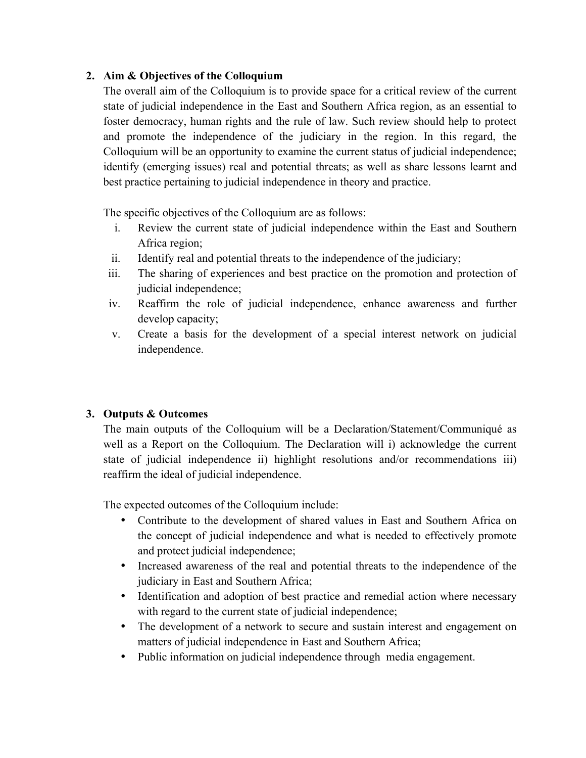## 2. Aim & Objectives of the Colloquium

The overall aim of the Colloquium is to provide space for a critical review of the current state of judicial independence in the East and Southern Africa region, as an essential to foster democracy, human rights and the rule of law. Such review should help to protect and promote the independence of the judiciary in the region. In this regard, the Colloquium will be an opportunity to examine the current status of judicial independence; identify (emerging issues) real and potential threats; as well as share lessons learnt and best practice pertaining to judicial independence in theory and practice.

The specific objectives of the Colloquium are as follows:

i. Review the current state of judicial independence within the East and Southern Africa region;
ii. Identify real and potential threats to the independence of the judiciary;
iii. The sharing of experiences and best practice on the promotion and protection of judicial independence;
iv. Reaffirm the role of judicial independence, enhance awareness and further develop capacity;
v. Create a basis for the development of a special interest network on judicial independence.

## 3. Outputs & Outcomes

The main outputs of the Colloquium will be a Declaration/Statement/Communiqué as well as a Report on the Colloquium. The Declaration will i) acknowledge the current state of judicial independence ii) highlight resolutions and/or recommendations iii) reaffirm the ideal of judicial independence.

The expected outcomes of the Colloquium include:

- Contribute to the development of shared values in East and Southern Africa on the concept of judicial independence and what is needed to effectively promote and protect judicial independence;
- Increased awareness of the real and potential threats to the independence of the judiciary in East and Southern Africa;
- Identification and adoption of best practice and remedial action where necessary with regard to the current state of judicial independence;
- The development of a network to secure and sustain interest and engagement on matters of judicial independence in East and Southern Africa;
- Public information on judicial independence through media engagement.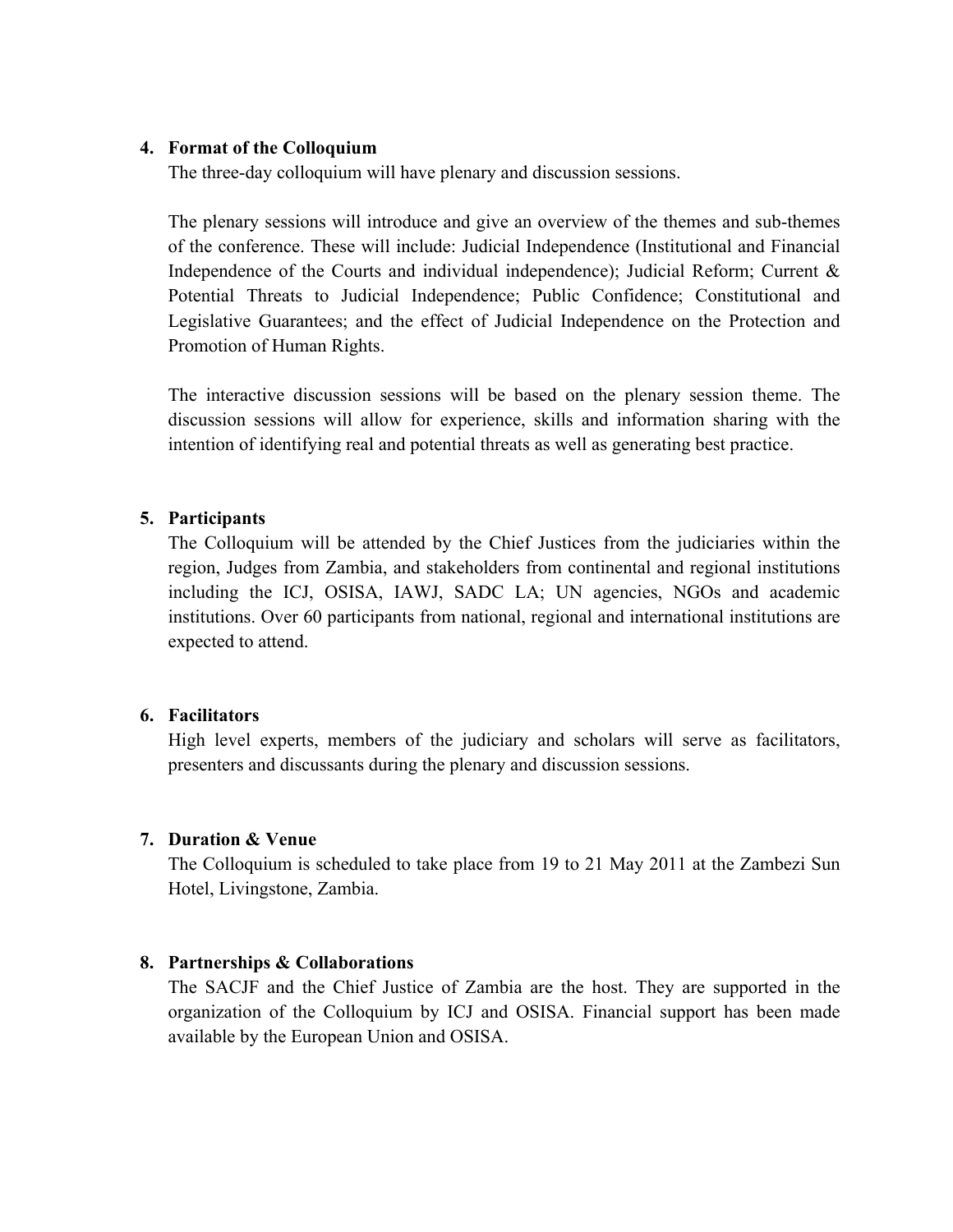4. **Format of the Colloquium**

   The three-day colloquium will have plenary and discussion sessions.

   The plenary sessions will introduce and give an overview of the themes and sub-themes of the conference. These will include: Judicial Independence (Institutional and Financial Independence of the Courts and individual independence); Judicial Reform; Current & Potential Threats to Judicial Independence; Public Confidence; Constitutional and Legislative Guarantees; and the effect of Judicial Independence on the Protection and Promotion of Human Rights.

   The interactive discussion sessions will be based on the plenary session theme. The discussion sessions will allow for experience, skills and information sharing with the intention of identifying real and potential threats as well as generating best practice.

5. **Participants**

   The Colloquium will be attended by the Chief Justices from the judiciaries within the region, Judges from Zambia, and stakeholders from continental and regional institutions including the ICJ, OSISA, IAWJ, SADC LA; UN agencies, NGOs and academic institutions. Over 60 participants from national, regional and international institutions are expected to attend.

6. **Facilitators**

   High level experts, members of the judiciary and scholars will serve as facilitators, presenters and discussants during the plenary and discussion sessions.

7. **Duration & Venue**

   The Colloquium is scheduled to take place from 19 to 21 May 2011 at the Zambezi Sun Hotel, Livingstone, Zambia.

8. **Partnerships & Collaborations**

   The SACJF and the Chief Justice of Zambia are the host. They are supported in the organization of the Colloquium by ICJ and OSISA. Financial support has been made available by the European Union and OSISA.